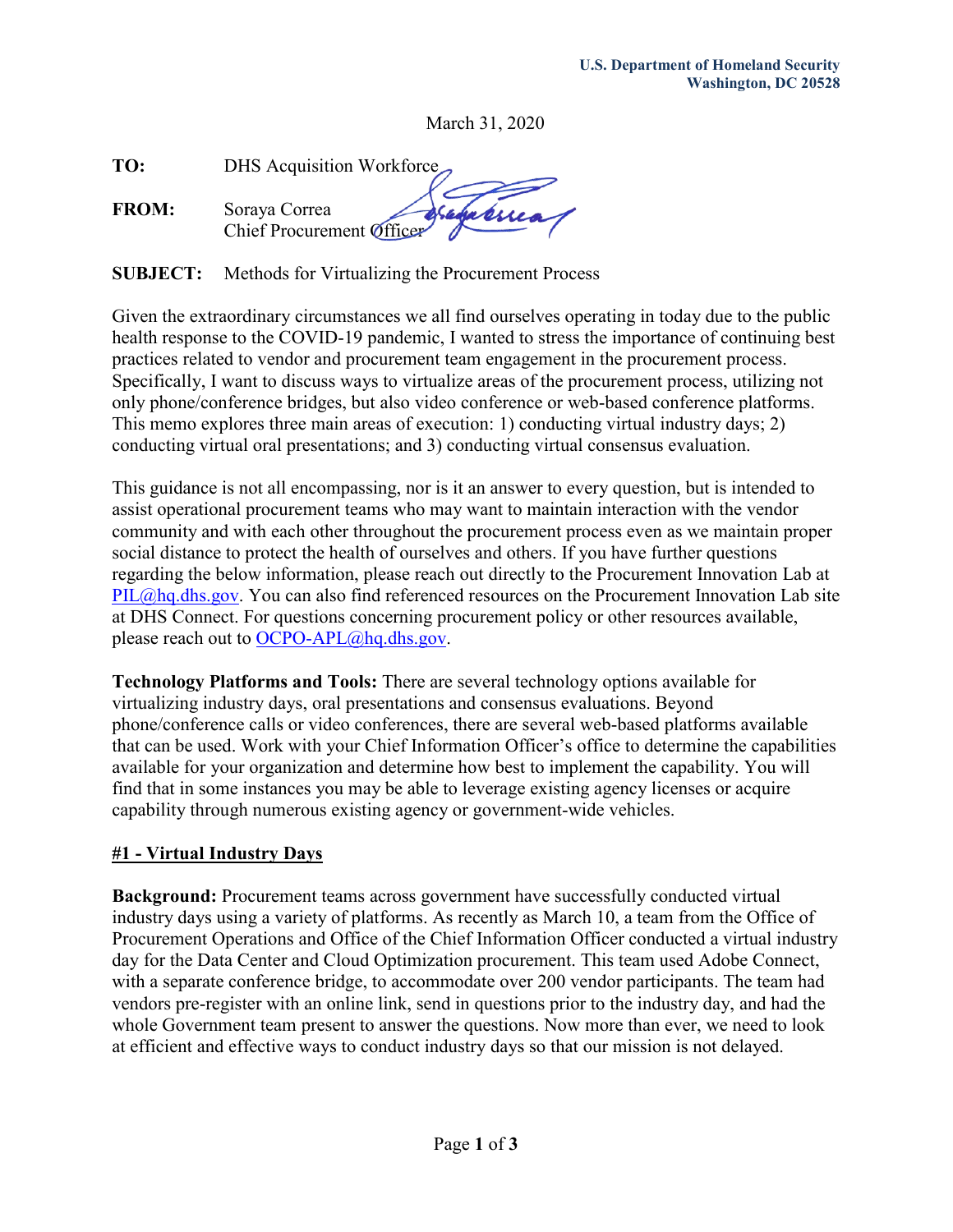**U.S. Department of Homeland Security**
**Washington, DC 20528**

March 31, 2020

**TO:** DHS Acquisition Workforce

**FROM:** Soraya Correa
Chief Procurement Officer

**SUBJECT:** Methods for Virtualizing the Procurement Process

Given the extraordinary circumstances we all find ourselves operating in today due to the public health response to the COVID-19 pandemic, I wanted to stress the importance of continuing best practices related to vendor and procurement team engagement in the procurement process. Specifically, I want to discuss ways to virtualize areas of the procurement process, utilizing not only phone/conference bridges, but also video conference or web-based conference platforms. This memo explores three main areas of execution: 1) conducting virtual industry days; 2) conducting virtual oral presentations; and 3) conducting virtual consensus evaluation.

This guidance is not all encompassing, nor is it an answer to every question, but is intended to assist operational procurement teams who may want to maintain interaction with the vendor community and with each other throughout the procurement process even as we maintain proper social distance to protect the health of ourselves and others. If you have further questions regarding the below information, please reach out directly to the Procurement Innovation Lab at PIL@hq.dhs.gov. You can also find referenced resources on the Procurement Innovation Lab site at DHS Connect. For questions concerning procurement policy or other resources available, please reach out to OCPO-APL@hq.dhs.gov.

**Technology Platforms and Tools:** There are several technology options available for virtualizing industry days, oral presentations and consensus evaluations. Beyond phone/conference calls or video conferences, there are several web-based platforms available that can be used. Work with your Chief Information Officer's office to determine the capabilities available for your organization and determine how best to implement the capability. You will find that in some instances you may be able to leverage existing agency licenses or acquire capability through numerous existing agency or government-wide vehicles.

## #1 - Virtual Industry Days

**Background:** Procurement teams across government have successfully conducted virtual industry days using a variety of platforms. As recently as March 10, a team from the Office of Procurement Operations and Office of the Chief Information Officer conducted a virtual industry day for the Data Center and Cloud Optimization procurement. This team used Adobe Connect, with a separate conference bridge, to accommodate over 200 vendor participants. The team had vendors pre-register with an online link, send in questions prior to the industry day, and had the whole Government team present to answer the questions. Now more than ever, we need to look at efficient and effective ways to conduct industry days so that our mission is not delayed.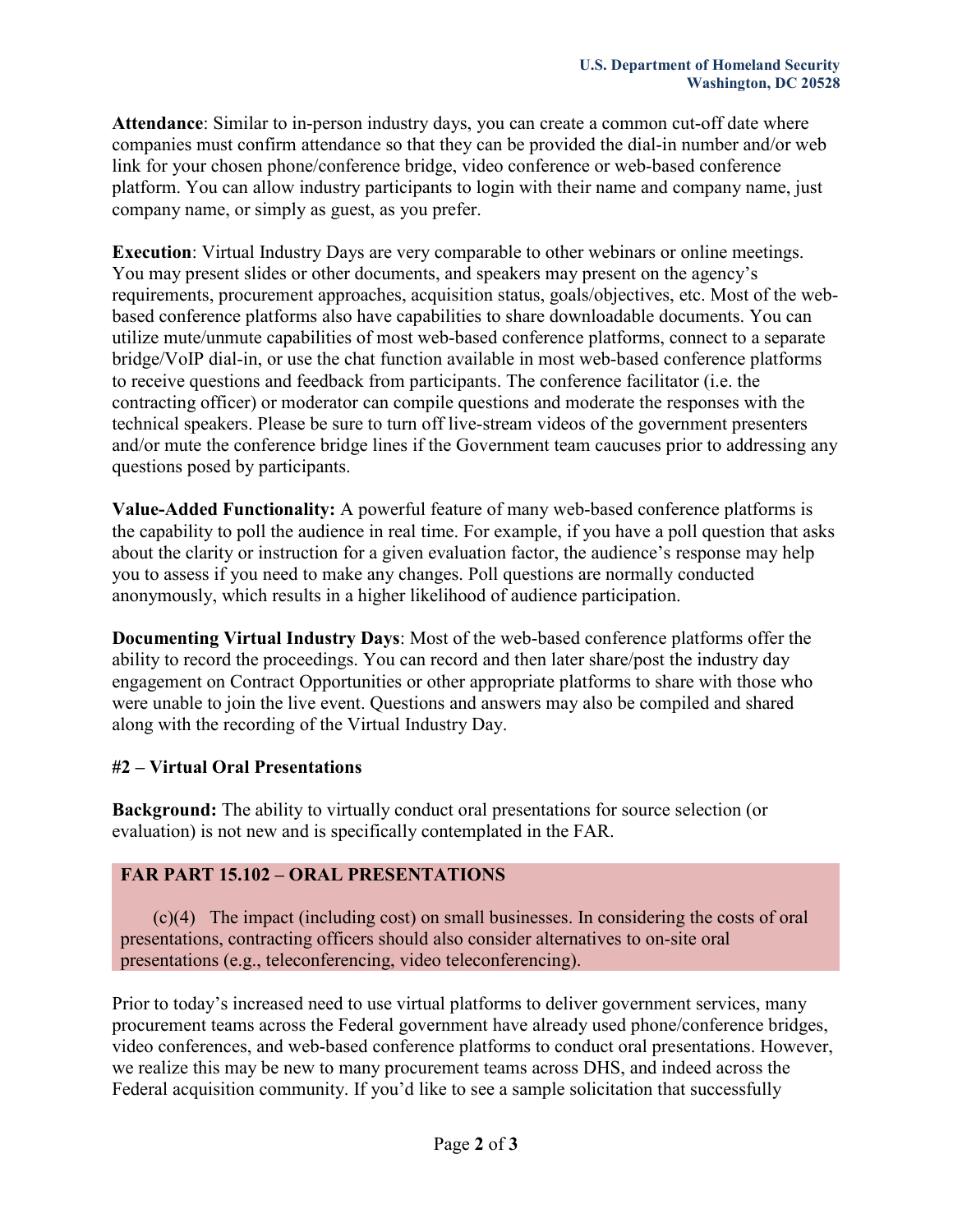**Attendance**: Similar to in-person industry days, you can create a common cut-off date where companies must confirm attendance so that they can be provided the dial-in number and/or web link for your chosen phone/conference bridge, video conference or web-based conference platform. You can allow industry participants to login with their name and company name, just company name, or simply as guest, as you prefer.

**Execution**: Virtual Industry Days are very comparable to other webinars or online meetings. You may present slides or other documents, and speakers may present on the agency's requirements, procurement approaches, acquisition status, goals/objectives, etc. Most of the web-based conference platforms also have capabilities to share downloadable documents. You can utilize mute/unmute capabilities of most web-based conference platforms, connect to a separate bridge/VoIP dial-in, or use the chat function available in most web-based conference platforms to receive questions and feedback from participants. The conference facilitator (i.e. the contracting officer) or moderator can compile questions and moderate the responses with the technical speakers. Please be sure to turn off live-stream videos of the government presenters and/or mute the conference bridge lines if the Government team caucuses prior to addressing any questions posed by participants.

**Value-Added Functionality:** A powerful feature of many web-based conference platforms is the capability to poll the audience in real time. For example, if you have a poll question that asks about the clarity or instruction for a given evaluation factor, the audience's response may help you to assess if you need to make any changes. Poll questions are normally conducted anonymously, which results in a higher likelihood of audience participation.

**Documenting Virtual Industry Days**: Most of the web-based conference platforms offer the ability to record the proceedings. You can record and then later share/post the industry day engagement on Contract Opportunities or other appropriate platforms to share with those who were unable to join the live event. Questions and answers may also be compiled and shared along with the recording of the Virtual Industry Day.

### #2 – Virtual Oral Presentations

**Background:** The ability to virtually conduct oral presentations for source selection (or evaluation) is not new and is specifically contemplated in the FAR.

> **FAR PART 15.102 – ORAL PRESENTATIONS**
>
> (c)(4) The impact (including cost) on small businesses. In considering the costs of oral presentations, contracting officers should also consider alternatives to on-site oral presentations (e.g., teleconferencing, video teleconferencing).

Prior to today's increased need to use virtual platforms to deliver government services, many procurement teams across the Federal government have already used phone/conference bridges, video conferences, and web-based conference platforms to conduct oral presentations. However, we realize this may be new to many procurement teams across DHS, and indeed across the Federal acquisition community. If you'd like to see a sample solicitation that successfully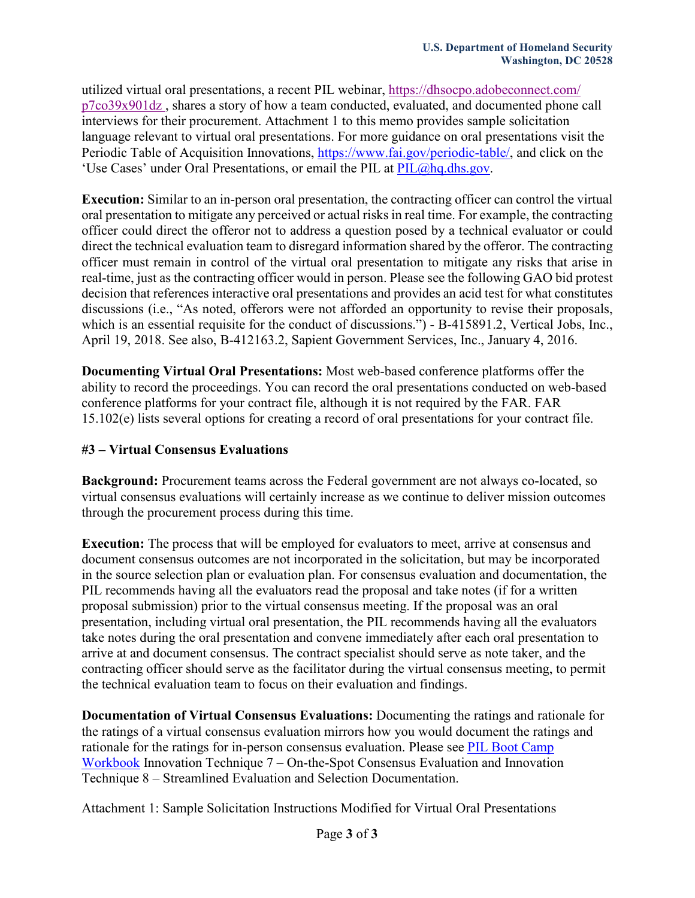utilized virtual oral presentations, a recent PIL webinar, https://dhsocpo.adobeconnect.com/p7co39x901dz , shares a story of how a team conducted, evaluated, and documented phone call interviews for their procurement. Attachment 1 to this memo provides sample solicitation language relevant to virtual oral presentations. For more guidance on oral presentations visit the Periodic Table of Acquisition Innovations, https://www.fai.gov/periodic-table/, and click on the 'Use Cases' under Oral Presentations, or email the PIL at PIL@hq.dhs.gov.

**Execution:** Similar to an in-person oral presentation, the contracting officer can control the virtual oral presentation to mitigate any perceived or actual risks in real time. For example, the contracting officer could direct the offeror not to address a question posed by a technical evaluator or could direct the technical evaluation team to disregard information shared by the offeror. The contracting officer must remain in control of the virtual oral presentation to mitigate any risks that arise in real-time, just as the contracting officer would in person. Please see the following GAO bid protest decision that references interactive oral presentations and provides an acid test for what constitutes discussions (i.e., "As noted, offerors were not afforded an opportunity to revise their proposals, which is an essential requisite for the conduct of discussions.") - B-415891.2, Vertical Jobs, Inc., April 19, 2018. See also, B-412163.2, Sapient Government Services, Inc., January 4, 2016.

**Documenting Virtual Oral Presentations:** Most web-based conference platforms offer the ability to record the proceedings. You can record the oral presentations conducted on web-based conference platforms for your contract file, although it is not required by the FAR. FAR 15.102(e) lists several options for creating a record of oral presentations for your contract file.

### #3 – Virtual Consensus Evaluations

**Background:** Procurement teams across the Federal government are not always co-located, so virtual consensus evaluations will certainly increase as we continue to deliver mission outcomes through the procurement process during this time.

**Execution:** The process that will be employed for evaluators to meet, arrive at consensus and document consensus outcomes are not incorporated in the solicitation, but may be incorporated in the source selection plan or evaluation plan. For consensus evaluation and documentation, the PIL recommends having all the evaluators read the proposal and take notes (if for a written proposal submission) prior to the virtual consensus meeting. If the proposal was an oral presentation, including virtual oral presentation, the PIL recommends having all the evaluators take notes during the oral presentation and convene immediately after each oral presentation to arrive at and document consensus. The contract specialist should serve as note taker, and the contracting officer should serve as the facilitator during the virtual consensus meeting, to permit the technical evaluation team to focus on their evaluation and findings.

**Documentation of Virtual Consensus Evaluations:** Documenting the ratings and rationale for the ratings of a virtual consensus evaluation mirrors how you would document the ratings and rationale for the ratings for in-person consensus evaluation. Please see PIL Boot Camp Workbook Innovation Technique 7 – On-the-Spot Consensus Evaluation and Innovation Technique 8 – Streamlined Evaluation and Selection Documentation.

Attachment 1: Sample Solicitation Instructions Modified for Virtual Oral Presentations